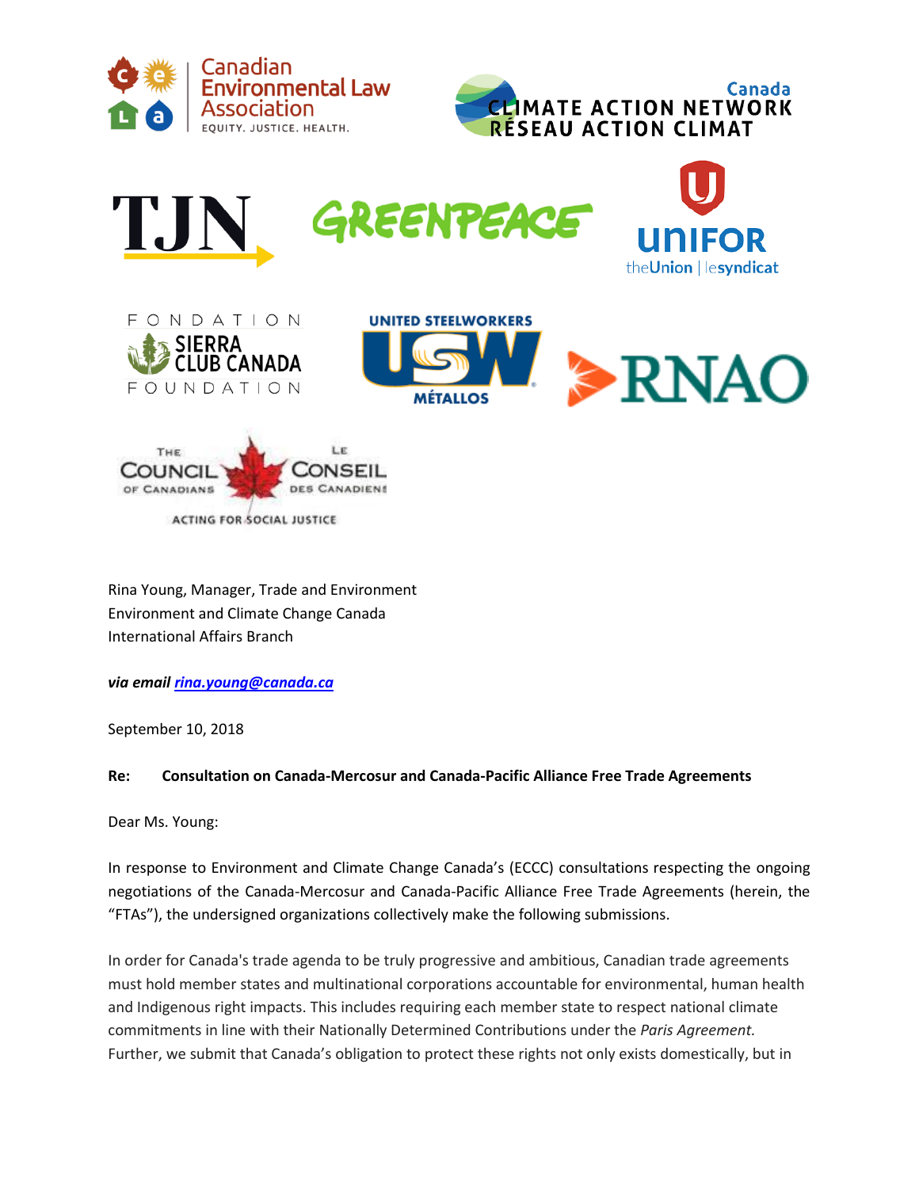Rina Young, Manager, Trade and Environment
Environment and Climate Change Canada
International Affairs Branch

***via email [rina.young@canada.ca](mailto:rina.young@canada.ca)***

September 10, 2018

**Re: Consultation on Canada-Mercosur and Canada-Pacific Alliance Free Trade Agreements**

Dear Ms. Young:

In response to Environment and Climate Change Canada's (ECCC) consultations respecting the ongoing negotiations of the Canada-Mercosur and Canada-Pacific Alliance Free Trade Agreements (herein, the "FTAs"), the undersigned organizations collectively make the following submissions.

In order for Canada's trade agenda to be truly progressive and ambitious, Canadian trade agreements must hold member states and multinational corporations accountable for environmental, human health and Indigenous right impacts. This includes requiring each member state to respect national climate commitments in line with their Nationally Determined Contributions under the *Paris Agreement.* Further, we submit that Canada's obligation to protect these rights not only exists domestically, but in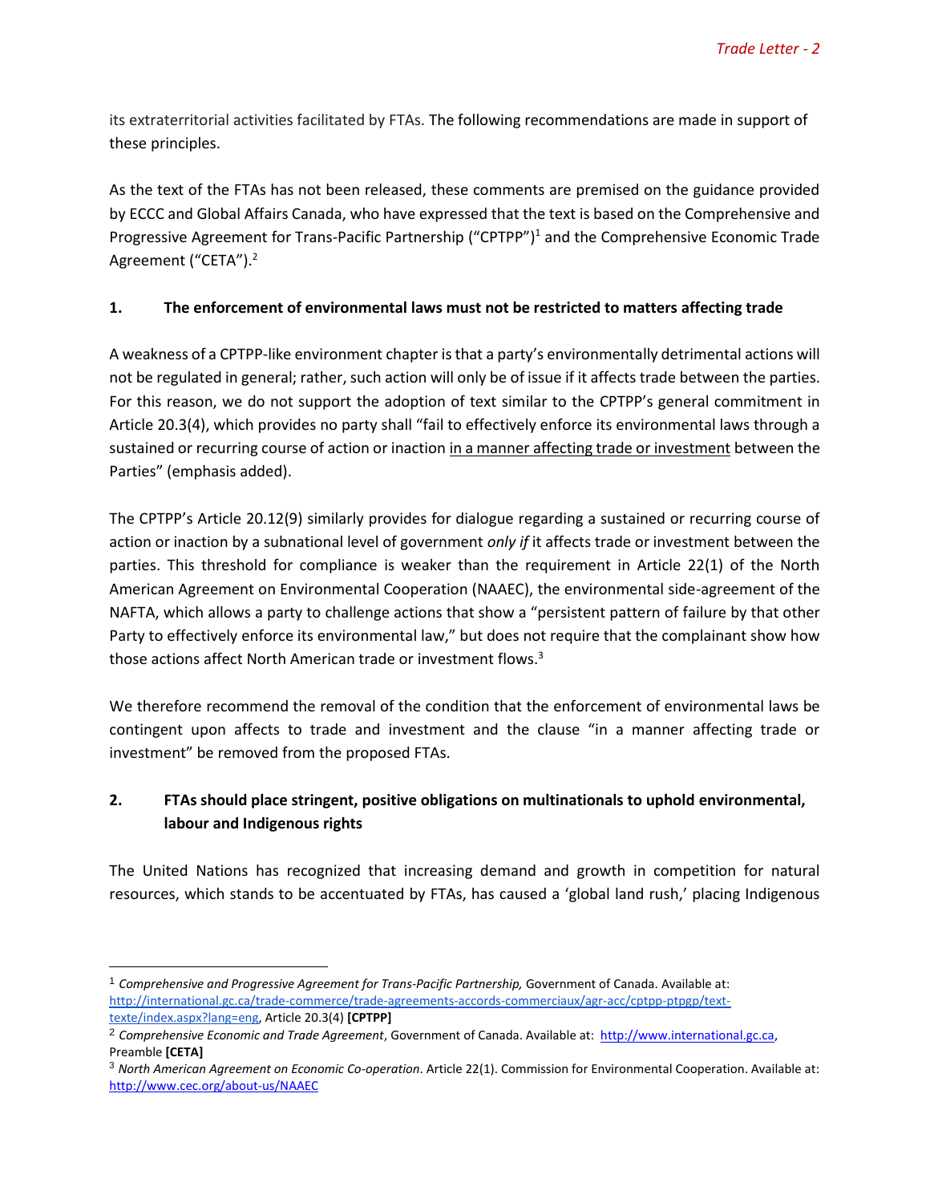its extraterritorial activities facilitated by FTAs. The following recommendations are made in support of these principles.

As the text of the FTAs has not been released, these comments are premised on the guidance provided by ECCC and Global Affairs Canada, who have expressed that the text is based on the Comprehensive and Progressive Agreement for Trans-Pacific Partnership ("CPTPP")[1] and the Comprehensive Economic Trade Agreement ("CETA").[2]

**1. The enforcement of environmental laws must not be restricted to matters affecting trade**

A weakness of a CPTPP-like environment chapter is that a party's environmentally detrimental actions will not be regulated in general; rather, such action will only be of issue if it affects trade between the parties. For this reason, we do not support the adoption of text similar to the CPTPP's general commitment in Article 20.3(4), which provides no party shall "fail to effectively enforce its environmental laws through a sustained or recurring course of action or inaction <u>in a manner affecting trade or investment</u> between the Parties" (emphasis added).

The CPTPP's Article 20.12(9) similarly provides for dialogue regarding a sustained or recurring course of action or inaction by a subnational level of government *only if* it affects trade or investment between the parties. This threshold for compliance is weaker than the requirement in Article 22(1) of the North American Agreement on Environmental Cooperation (NAAEC), the environmental side-agreement of the NAFTA, which allows a party to challenge actions that show a "persistent pattern of failure by that other Party to effectively enforce its environmental law," but does not require that the complainant show how those actions affect North American trade or investment flows.[3]

We therefore recommend the removal of the condition that the enforcement of environmental laws be contingent upon affects to trade and investment and the clause "in a manner affecting trade or investment" be removed from the proposed FTAs.

**2. FTAs should place stringent, positive obligations on multinationals to uphold environmental, labour and Indigenous rights**

The United Nations has recognized that increasing demand and growth in competition for natural resources, which stands to be accentuated by FTAs, has caused a 'global land rush,' placing Indigenous

---

[1] *Comprehensive and Progressive Agreement for Trans-Pacific Partnership,* Government of Canada. Available at: http://international.gc.ca/trade-commerce/trade-agreements-accords-commerciaux/agr-acc/cptpp-ptpgp/text-texte/index.aspx?lang=eng, Article 20.3(4) **[CPTPP]**

[2] *Comprehensive Economic and Trade Agreement*, Government of Canada. Available at: http://www.international.gc.ca, Preamble **[CETA]**

[3] *North American Agreement on Economic Co-operation*. Article 22(1). Commission for Environmental Cooperation. Available at: http://www.cec.org/about-us/NAAEC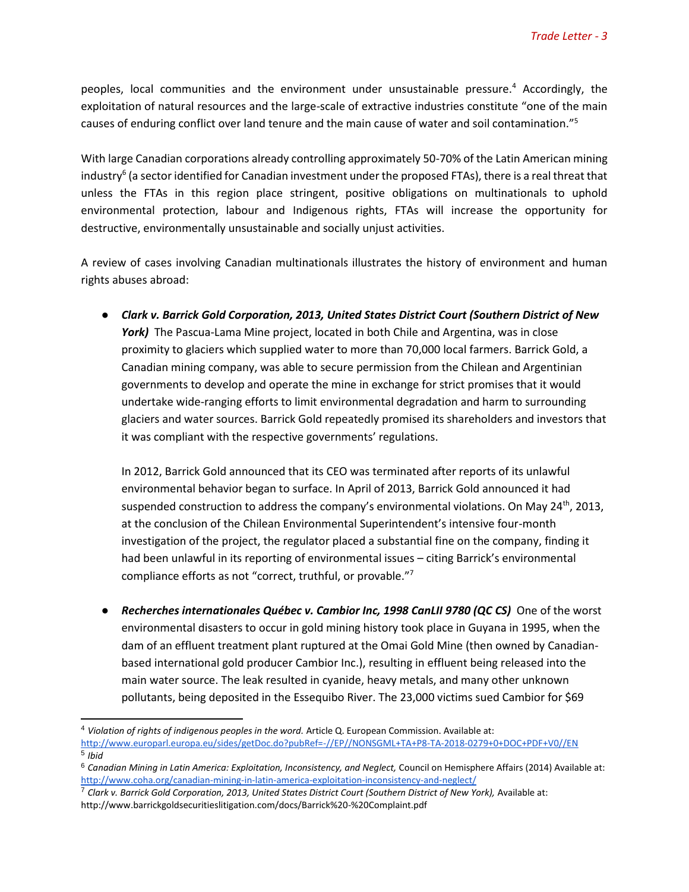peoples, local communities and the environment under unsustainable pressure.[4] Accordingly, the exploitation of natural resources and the large-scale of extractive industries constitute "one of the main causes of enduring conflict over land tenure and the main cause of water and soil contamination."[5]

With large Canadian corporations already controlling approximately 50-70% of the Latin American mining industry[6] (a sector identified for Canadian investment under the proposed FTAs), there is a real threat that unless the FTAs in this region place stringent, positive obligations on multinationals to uphold environmental protection, labour and Indigenous rights, FTAs will increase the opportunity for destructive, environmentally unsustainable and socially unjust activities.

A review of cases involving Canadian multinationals illustrates the history of environment and human rights abuses abroad:

- ***Clark v. Barrick Gold Corporation, 2013, United States District Court (Southern District of New York)*** The Pascua-Lama Mine project, located in both Chile and Argentina, was in close proximity to glaciers which supplied water to more than 70,000 local farmers. Barrick Gold, a Canadian mining company, was able to secure permission from the Chilean and Argentinian governments to develop and operate the mine in exchange for strict promises that it would undertake wide-ranging efforts to limit environmental degradation and harm to surrounding glaciers and water sources. Barrick Gold repeatedly promised its shareholders and investors that it was compliant with the respective governments' regulations.

  In 2012, Barrick Gold announced that its CEO was terminated after reports of its unlawful environmental behavior began to surface. In April of 2013, Barrick Gold announced it had suspended construction to address the company's environmental violations. On May 24th, 2013, at the conclusion of the Chilean Environmental Superintendent's intensive four-month investigation of the project, the regulator placed a substantial fine on the company, finding it had been unlawful in its reporting of environmental issues – citing Barrick's environmental compliance efforts as not "correct, truthful, or provable."[7]

- ***Recherches internationales Québec v. Cambior Inc, 1998 CanLII 9780 (QC CS)*** One of the worst environmental disasters to occur in gold mining history took place in Guyana in 1995, when the dam of an effluent treatment plant ruptured at the Omai Gold Mine (then owned by Canadian-based international gold producer Cambior Inc.), resulting in effluent being released into the main water source. The leak resulted in cyanide, heavy metals, and many other unknown pollutants, being deposited in the Essequibo River. The 23,000 victims sued Cambior for $69

---

[4] *Violation of rights of indigenous peoples in the word.* Article Q. European Commission. Available at: http://www.europarl.europa.eu/sides/getDoc.do?pubRef=-//EP//NONSGML+TA+P8-TA-2018-0279+0+DOC+PDF+V0//EN

[5] *Ibid*

[6] *Canadian Mining in Latin America: Exploitation, Inconsistency, and Neglect,* Council on Hemisphere Affairs (2014) Available at: http://www.coha.org/canadian-mining-in-latin-america-exploitation-inconsistency-and-neglect/

[7] *Clark v. Barrick Gold Corporation, 2013, United States District Court (Southern District of New York),* Available at: http://www.barrickgoldsecuritieslitigation.com/docs/Barrick%20-%20Complaint.pdf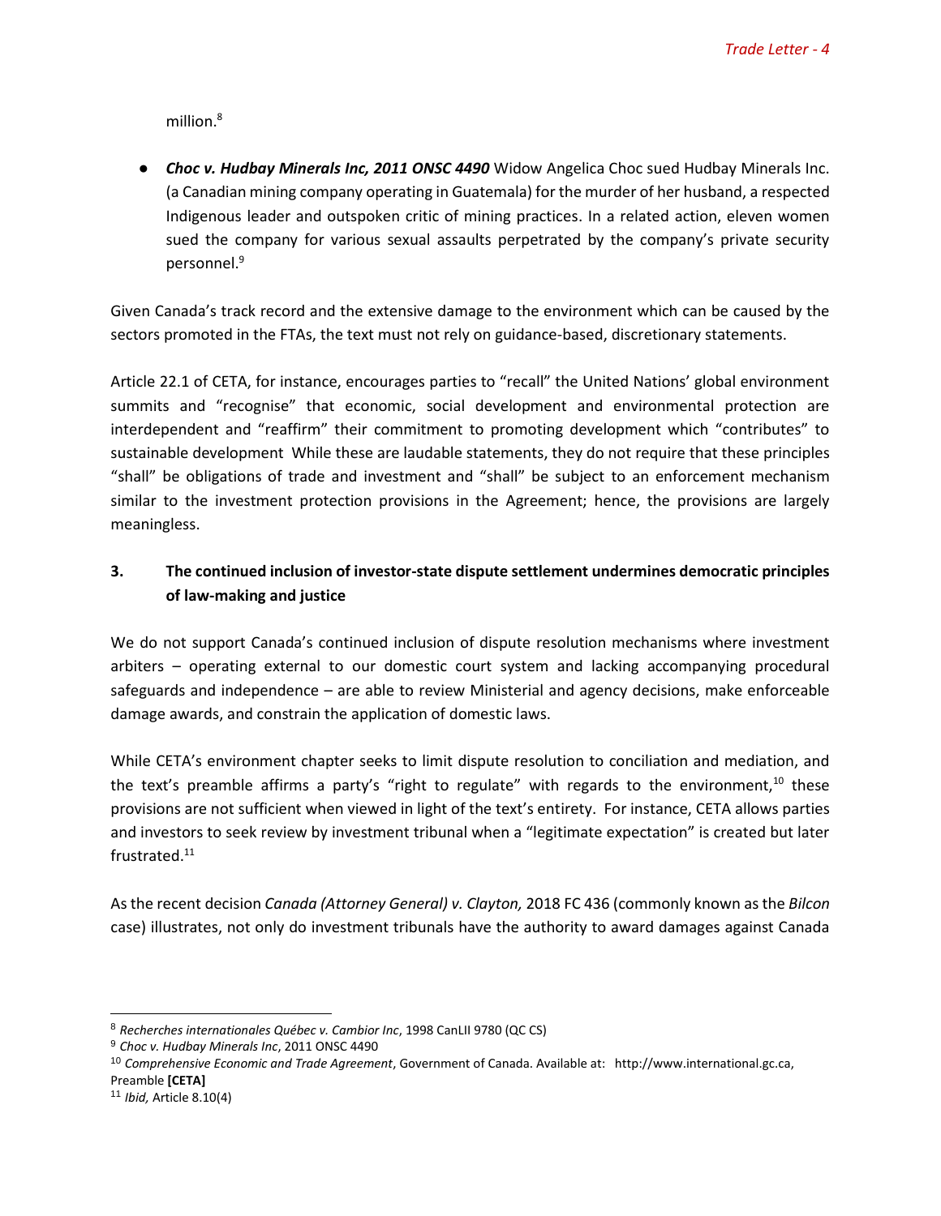million.[8]

- ***Choc v. Hudbay Minerals Inc, 2011 ONSC 4490*** Widow Angelica Choc sued Hudbay Minerals Inc. (a Canadian mining company operating in Guatemala) for the murder of her husband, a respected Indigenous leader and outspoken critic of mining practices. In a related action, eleven women sued the company for various sexual assaults perpetrated by the company's private security personnel.[9]

Given Canada's track record and the extensive damage to the environment which can be caused by the sectors promoted in the FTAs, the text must not rely on guidance-based, discretionary statements.

Article 22.1 of CETA, for instance, encourages parties to "recall" the United Nations' global environment summits and "recognise" that economic, social development and environmental protection are interdependent and "reaffirm" their commitment to promoting development which "contributes" to sustainable development While these are laudable statements, they do not require that these principles "shall" be obligations of trade and investment and "shall" be subject to an enforcement mechanism similar to the investment protection provisions in the Agreement; hence, the provisions are largely meaningless.

## 3. The continued inclusion of investor-state dispute settlement undermines democratic principles of law-making and justice

We do not support Canada's continued inclusion of dispute resolution mechanisms where investment arbiters – operating external to our domestic court system and lacking accompanying procedural safeguards and independence – are able to review Ministerial and agency decisions, make enforceable damage awards, and constrain the application of domestic laws.

While CETA's environment chapter seeks to limit dispute resolution to conciliation and mediation, and the text's preamble affirms a party's "right to regulate" with regards to the environment,[10] these provisions are not sufficient when viewed in light of the text's entirety. For instance, CETA allows parties and investors to seek review by investment tribunal when a "legitimate expectation" is created but later frustrated.[11]

As the recent decision *Canada (Attorney General) v. Clayton,* 2018 FC 436 (commonly known as the *Bilcon* case) illustrates, not only do investment tribunals have the authority to award damages against Canada

---

[8] *Recherches internationales Québec v. Cambior Inc*, 1998 CanLII 9780 (QC CS)

[9] *Choc v. Hudbay Minerals Inc*, 2011 ONSC 4490

[10] *Comprehensive Economic and Trade Agreement*, Government of Canada. Available at: http://www.international.gc.ca, Preamble **[CETA]**

[11] *Ibid,* Article 8.10(4)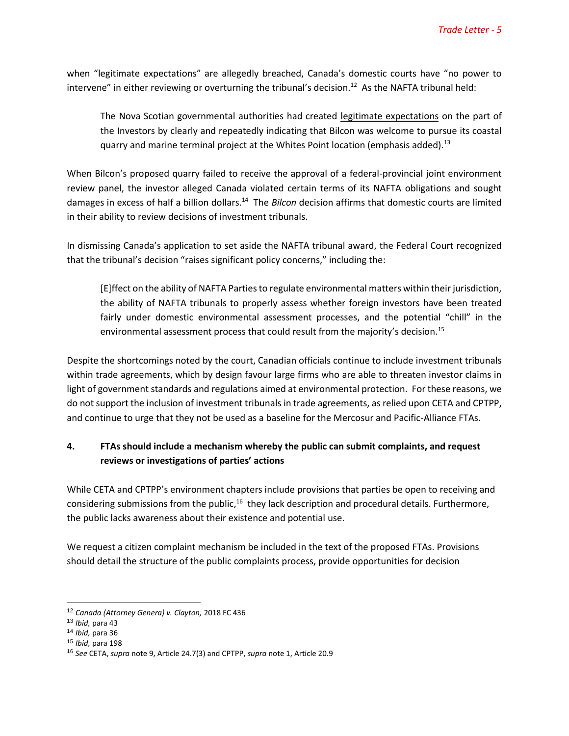when "legitimate expectations" are allegedly breached, Canada's domestic courts have "no power to intervene" in either reviewing or overturning the tribunal's decision.[12] As the NAFTA tribunal held:

> The Nova Scotian governmental authorities had created <u>legitimate expectations</u> on the part of the Investors by clearly and repeatedly indicating that Bilcon was welcome to pursue its coastal quarry and marine terminal project at the Whites Point location (emphasis added).[13]

When Bilcon's proposed quarry failed to receive the approval of a federal-provincial joint environment review panel, the investor alleged Canada violated certain terms of its NAFTA obligations and sought damages in excess of half a billion dollars.[14] The *Bilcon* decision affirms that domestic courts are limited in their ability to review decisions of investment tribunals.

In dismissing Canada's application to set aside the NAFTA tribunal award, the Federal Court recognized that the tribunal's decision "raises significant policy concerns," including the:

> [E]ffect on the ability of NAFTA Parties to regulate environmental matters within their jurisdiction, the ability of NAFTA tribunals to properly assess whether foreign investors have been treated fairly under domestic environmental assessment processes, and the potential "chill" in the environmental assessment process that could result from the majority's decision.[15]

Despite the shortcomings noted by the court, Canadian officials continue to include investment tribunals within trade agreements, which by design favour large firms who are able to threaten investor claims in light of government standards and regulations aimed at environmental protection. For these reasons, we do not support the inclusion of investment tribunals in trade agreements, as relied upon CETA and CPTPP, and continue to urge that they not be used as a baseline for the Mercosur and Pacific-Alliance FTAs.

### 4. FTAs should include a mechanism whereby the public can submit complaints, and request reviews or investigations of parties' actions

While CETA and CPTPP's environment chapters include provisions that parties be open to receiving and considering submissions from the public,[16] they lack description and procedural details. Furthermore, the public lacks awareness about their existence and potential use.

We request a citizen complaint mechanism be included in the text of the proposed FTAs. Provisions should detail the structure of the public complaints process, provide opportunities for decision

---

[12] *Canada (Attorney Genera) v. Clayton,* 2018 FC 436

[13] *Ibid,* para 43

[14] *Ibid,* para 36

[15] *Ibid,* para 198

[16] *See* CETA, *supra* note 9, Article 24.7(3) and CPTPP, *supra* note 1, Article 20.9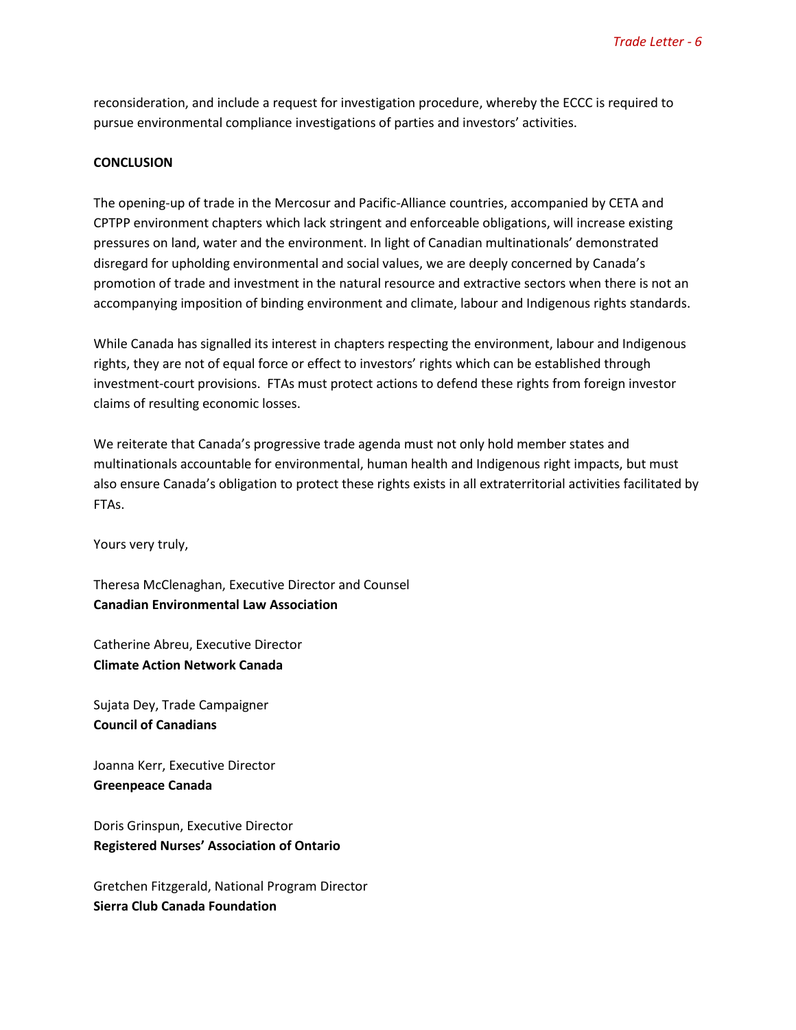reconsideration, and include a request for investigation procedure, whereby the ECCC is required to pursue environmental compliance investigations of parties and investors' activities.

**CONCLUSION**

The opening-up of trade in the Mercosur and Pacific-Alliance countries, accompanied by CETA and CPTPP environment chapters which lack stringent and enforceable obligations, will increase existing pressures on land, water and the environment. In light of Canadian multinationals' demonstrated disregard for upholding environmental and social values, we are deeply concerned by Canada's promotion of trade and investment in the natural resource and extractive sectors when there is not an accompanying imposition of binding environment and climate, labour and Indigenous rights standards.

While Canada has signalled its interest in chapters respecting the environment, labour and Indigenous rights, they are not of equal force or effect to investors' rights which can be established through investment-court provisions. FTAs must protect actions to defend these rights from foreign investor claims of resulting economic losses.

We reiterate that Canada's progressive trade agenda must not only hold member states and multinationals accountable for environmental, human health and Indigenous right impacts, but must also ensure Canada's obligation to protect these rights exists in all extraterritorial activities facilitated by FTAs.

Yours very truly,

Theresa McClenaghan, Executive Director and Counsel
**Canadian Environmental Law Association**

Catherine Abreu, Executive Director
**Climate Action Network Canada**

Sujata Dey, Trade Campaigner
**Council of Canadians**

Joanna Kerr, Executive Director
**Greenpeace Canada**

Doris Grinspun, Executive Director
**Registered Nurses' Association of Ontario**

Gretchen Fitzgerald, National Program Director
**Sierra Club Canada Foundation**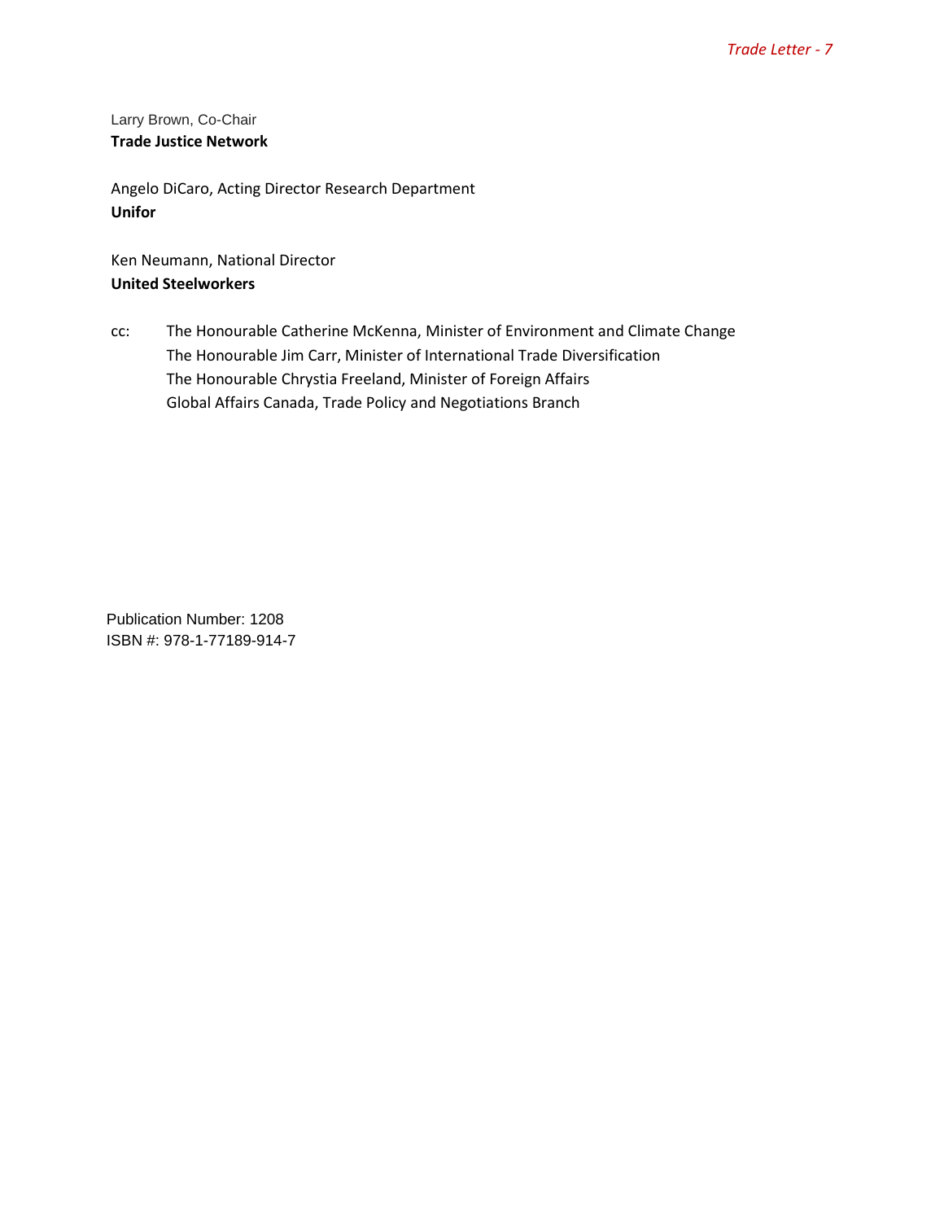Larry Brown, Co-Chair
**Trade Justice Network**

Angelo DiCaro, Acting Director Research Department
**Unifor**

Ken Neumann, National Director
**United Steelworkers**

cc: The Honourable Catherine McKenna, Minister of Environment and Climate Change
The Honourable Jim Carr, Minister of International Trade Diversification
The Honourable Chrystia Freeland, Minister of Foreign Affairs
Global Affairs Canada, Trade Policy and Negotiations Branch

Publication Number: 1208
ISBN #: 978-1-77189-914-7